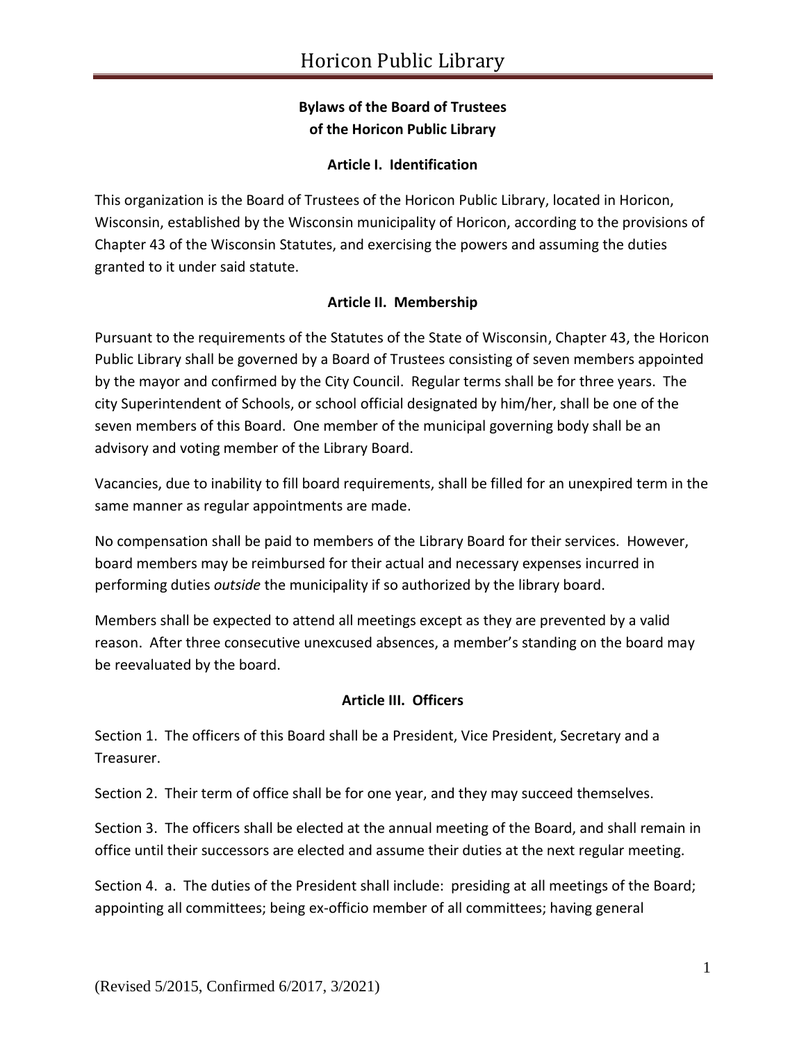# Bylaws of the Board of Trustees of the Horicon Public Library

## Article I. Identification

This organization is the Board of Trustees of the Horicon Public Library, located in Horicon, Wisconsin, established by the Wisconsin municipality of Horicon, according to the provisions of Chapter 43 of the Wisconsin Statutes, and exercising the powers and assuming the duties granted to it under said statute.

## Article II. Membership

Pursuant to the requirements of the Statutes of the State of Wisconsin, Chapter 43, the Horicon Public Library shall be governed by a Board of Trustees consisting of seven members appointed by the mayor and confirmed by the City Council. Regular terms shall be for three years. The city Superintendent of Schools, or school official designated by him/her, shall be one of the seven members of this Board. One member of the municipal governing body shall be an advisory and voting member of the Library Board.

Vacancies, due to inability to fill board requirements, shall be filled for an unexpired term in the same manner as regular appointments are made.

No compensation shall be paid to members of the Library Board for their services. However, board members may be reimbursed for their actual and necessary expenses incurred in performing duties *outside* the municipality if so authorized by the library board.

Members shall be expected to attend all meetings except as they are prevented by a valid reason. After three consecutive unexcused absences, a member's standing on the board may be reevaluated by the board.

## Article III. Officers

Section 1. The officers of this Board shall be a President, Vice President, Secretary and a Treasurer.

Section 2. Their term of office shall be for one year, and they may succeed themselves.

Section 3. The officers shall be elected at the annual meeting of the Board, and shall remain in office until their successors are elected and assume their duties at the next regular meeting.

Section 4. a. The duties of the President shall include: presiding at all meetings of the Board; appointing all committees; being ex-officio member of all committees; having general

(Revised 5/2015, Confirmed 6/2017, 3/2021)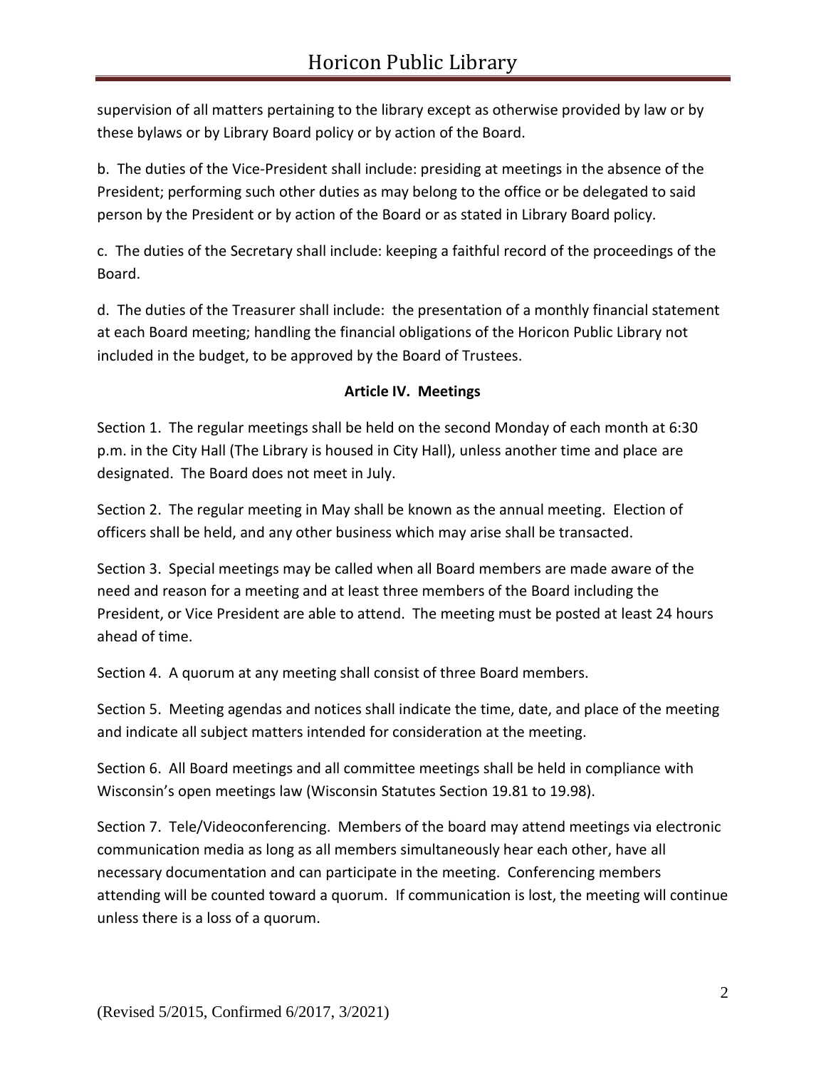supervision of all matters pertaining to the library except as otherwise provided by law or by these bylaws or by Library Board policy or by action of the Board.

b. The duties of the Vice-President shall include: presiding at meetings in the absence of the President; performing such other duties as may belong to the office or be delegated to said person by the President or by action of the Board or as stated in Library Board policy.

c. The duties of the Secretary shall include: keeping a faithful record of the proceedings of the Board.

d. The duties of the Treasurer shall include: the presentation of a monthly financial statement at each Board meeting; handling the financial obligations of the Horicon Public Library not included in the budget, to be approved by the Board of Trustees.

**Article IV. Meetings**

Section 1. The regular meetings shall be held on the second Monday of each month at 6:30 p.m. in the City Hall (The Library is housed in City Hall), unless another time and place are designated. The Board does not meet in July.

Section 2. The regular meeting in May shall be known as the annual meeting. Election of officers shall be held, and any other business which may arise shall be transacted.

Section 3. Special meetings may be called when all Board members are made aware of the need and reason for a meeting and at least three members of the Board including the President, or Vice President are able to attend. The meeting must be posted at least 24 hours ahead of time.

Section 4. A quorum at any meeting shall consist of three Board members.

Section 5. Meeting agendas and notices shall indicate the time, date, and place of the meeting and indicate all subject matters intended for consideration at the meeting.

Section 6. All Board meetings and all committee meetings shall be held in compliance with Wisconsin's open meetings law (Wisconsin Statutes Section 19.81 to 19.98).

Section 7. Tele/Videoconferencing. Members of the board may attend meetings via electronic communication media as long as all members simultaneously hear each other, have all necessary documentation and can participate in the meeting. Conferencing members attending will be counted toward a quorum. If communication is lost, the meeting will continue unless there is a loss of a quorum.

(Revised 5/2015, Confirmed 6/2017, 3/2021)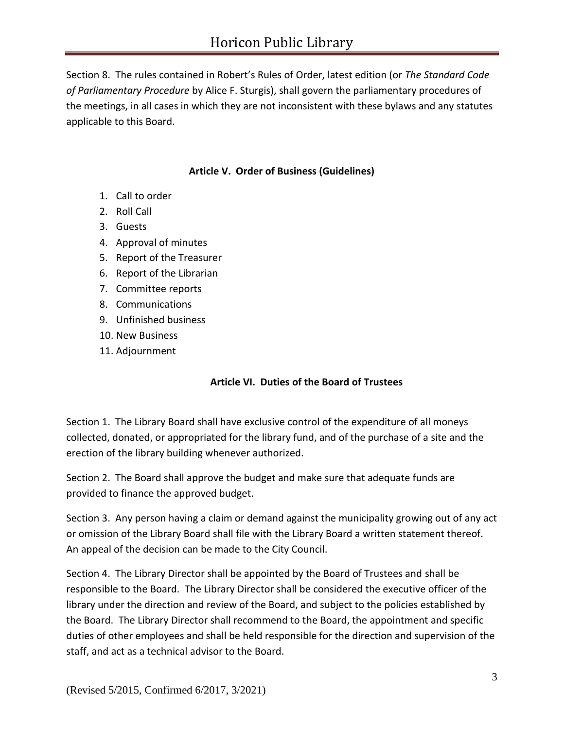Section 8. The rules contained in Robert's Rules of Order, latest edition (or *The Standard Code of Parliamentary Procedure* by Alice F. Sturgis), shall govern the parliamentary procedures of the meetings, in all cases in which they are not inconsistent with these bylaws and any statutes applicable to this Board.

## Article V. Order of Business (Guidelines)

1. Call to order
2. Roll Call
3. Guests
4. Approval of minutes
5. Report of the Treasurer
6. Report of the Librarian
7. Committee reports
8. Communications
9. Unfinished business
10. New Business
11. Adjournment

## Article VI. Duties of the Board of Trustees

Section 1. The Library Board shall have exclusive control of the expenditure of all moneys collected, donated, or appropriated for the library fund, and of the purchase of a site and the erection of the library building whenever authorized.

Section 2. The Board shall approve the budget and make sure that adequate funds are provided to finance the approved budget.

Section 3. Any person having a claim or demand against the municipality growing out of any act or omission of the Library Board shall file with the Library Board a written statement thereof. An appeal of the decision can be made to the City Council.

Section 4. The Library Director shall be appointed by the Board of Trustees and shall be responsible to the Board. The Library Director shall be considered the executive officer of the library under the direction and review of the Board, and subject to the policies established by the Board. The Library Director shall recommend to the Board, the appointment and specific duties of other employees and shall be held responsible for the direction and supervision of the staff, and act as a technical advisor to the Board.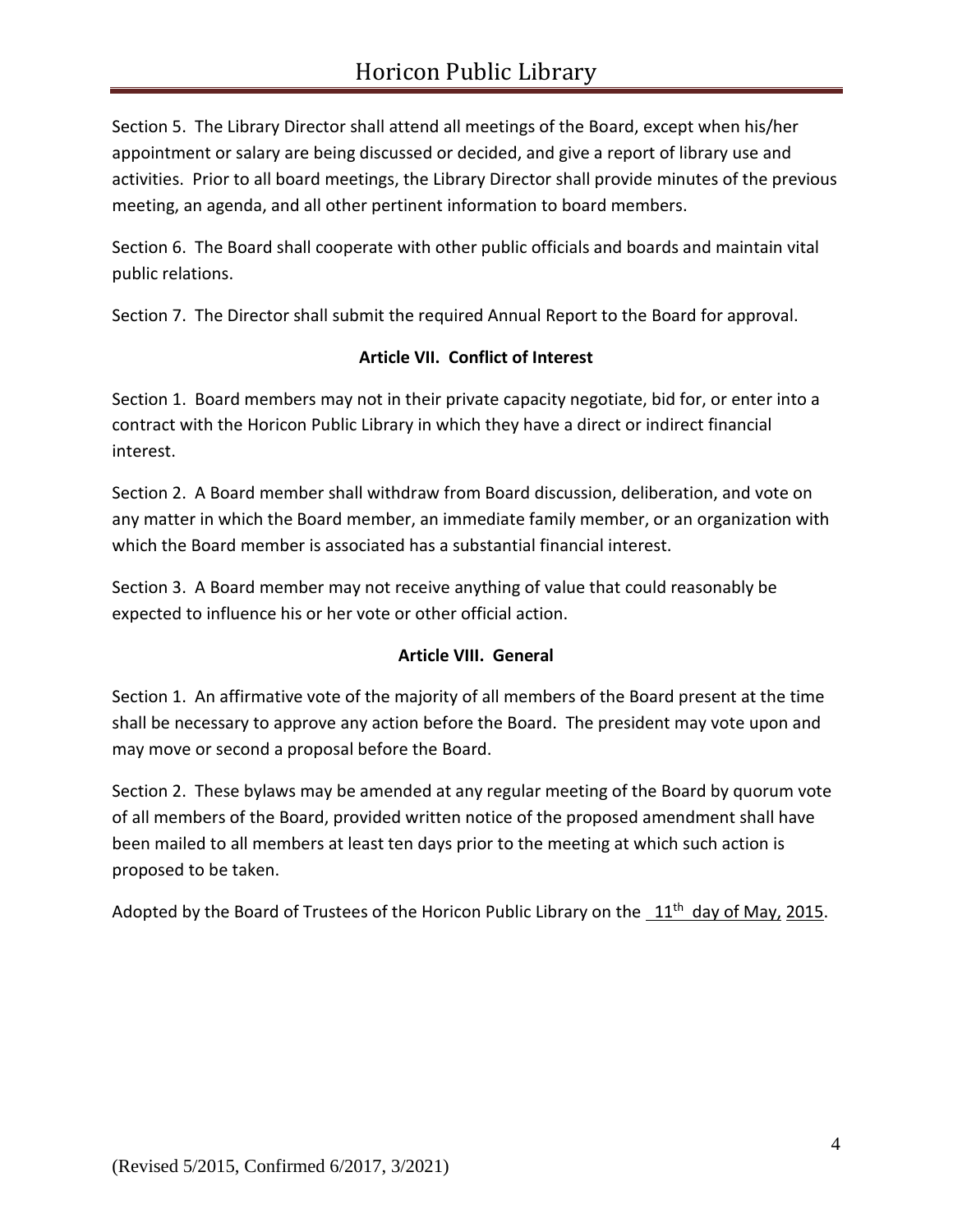Section 5. The Library Director shall attend all meetings of the Board, except when his/her appointment or salary are being discussed or decided, and give a report of library use and activities. Prior to all board meetings, the Library Director shall provide minutes of the previous meeting, an agenda, and all other pertinent information to board members.

Section 6. The Board shall cooperate with other public officials and boards and maintain vital public relations.

Section 7. The Director shall submit the required Annual Report to the Board for approval.

### Article VII. Conflict of Interest

Section 1. Board members may not in their private capacity negotiate, bid for, or enter into a contract with the Horicon Public Library in which they have a direct or indirect financial interest.

Section 2. A Board member shall withdraw from Board discussion, deliberation, and vote on any matter in which the Board member, an immediate family member, or an organization with which the Board member is associated has a substantial financial interest.

Section 3. A Board member may not receive anything of value that could reasonably be expected to influence his or her vote or other official action.

### Article VIII. General

Section 1. An affirmative vote of the majority of all members of the Board present at the time shall be necessary to approve any action before the Board. The president may vote upon and may move or second a proposal before the Board.

Section 2. These bylaws may be amended at any regular meeting of the Board by quorum vote of all members of the Board, provided written notice of the proposed amendment shall have been mailed to all members at least ten days prior to the meeting at which such action is proposed to be taken.

Adopted by the Board of Trustees of the Horicon Public Library on the 11th day of May, 2015.

(Revised 5/2015, Confirmed 6/2017, 3/2021)